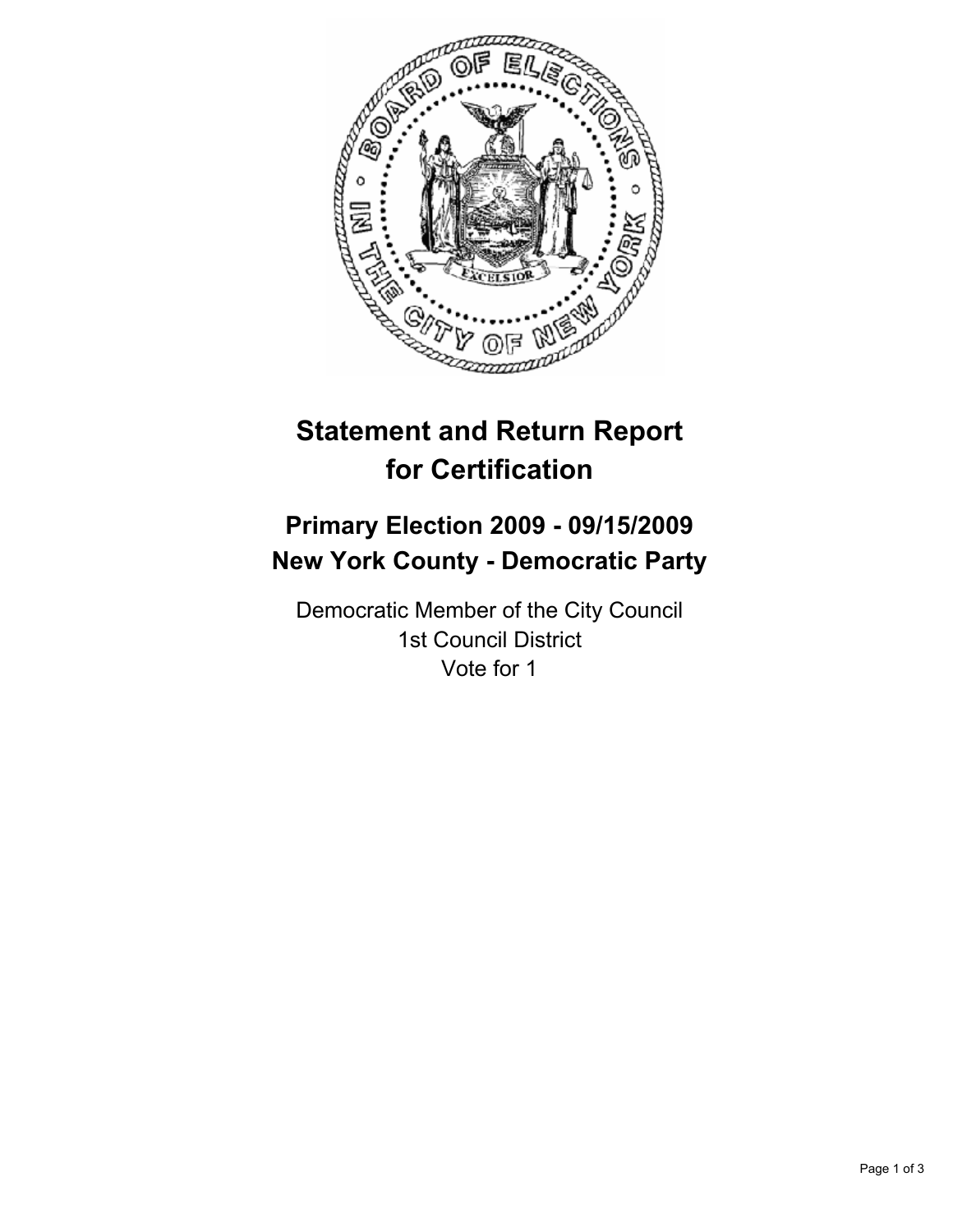# Statement and Return Report for Certification

## Primary Election 2009 - 09/15/2009
## New York County - Democratic Party

Democratic Member of the City Council
1st Council District
Vote for 1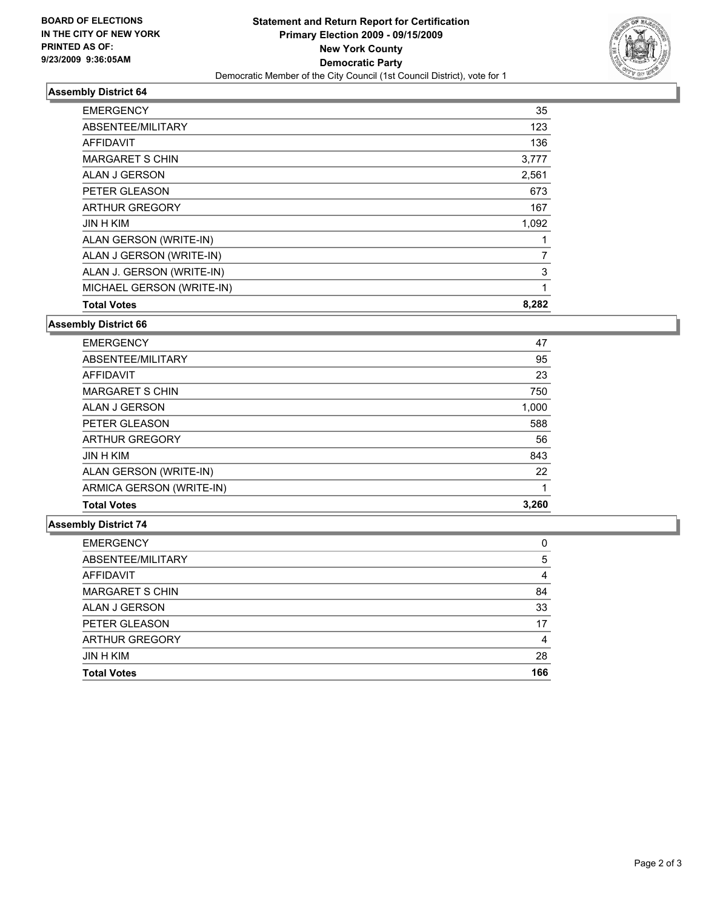**BOARD OF ELECTIONS IN THE CITY OF NEW YORK PRINTED AS OF: 9/23/2009 9:36:05AM**

# Statement and Return Report for Certification
## Primary Election 2009 - 09/15/2009
## New York County
## Democratic Party
Democratic Member of the City Council (1st Council District), vote for 1

### Assembly District 64

| | |
|---|---|
| EMERGENCY | 35 |
| ABSENTEE/MILITARY | 123 |
| AFFIDAVIT | 136 |
| MARGARET S CHIN | 3,777 |
| ALAN J GERSON | 2,561 |
| PETER GLEASON | 673 |
| ARTHUR GREGORY | 167 |
| JIN H KIM | 1,092 |
| ALAN GERSON (WRITE-IN) | 1 |
| ALAN J GERSON (WRITE-IN) | 7 |
| ALAN J. GERSON (WRITE-IN) | 3 |
| MICHAEL GERSON (WRITE-IN) | 1 |
| **Total Votes** | **8,282** |

### Assembly District 66

| | |
|---|---|
| EMERGENCY | 47 |
| ABSENTEE/MILITARY | 95 |
| AFFIDAVIT | 23 |
| MARGARET S CHIN | 750 |
| ALAN J GERSON | 1,000 |
| PETER GLEASON | 588 |
| ARTHUR GREGORY | 56 |
| JIN H KIM | 843 |
| ALAN GERSON (WRITE-IN) | 22 |
| ARMICA GERSON (WRITE-IN) | 1 |
| **Total Votes** | **3,260** |

### Assembly District 74

| | |
|---|---|
| EMERGENCY | 0 |
| ABSENTEE/MILITARY | 5 |
| AFFIDAVIT | 4 |
| MARGARET S CHIN | 84 |
| ALAN J GERSON | 33 |
| PETER GLEASON | 17 |
| ARTHUR GREGORY | 4 |
| JIN H KIM | 28 |
| **Total Votes** | **166** |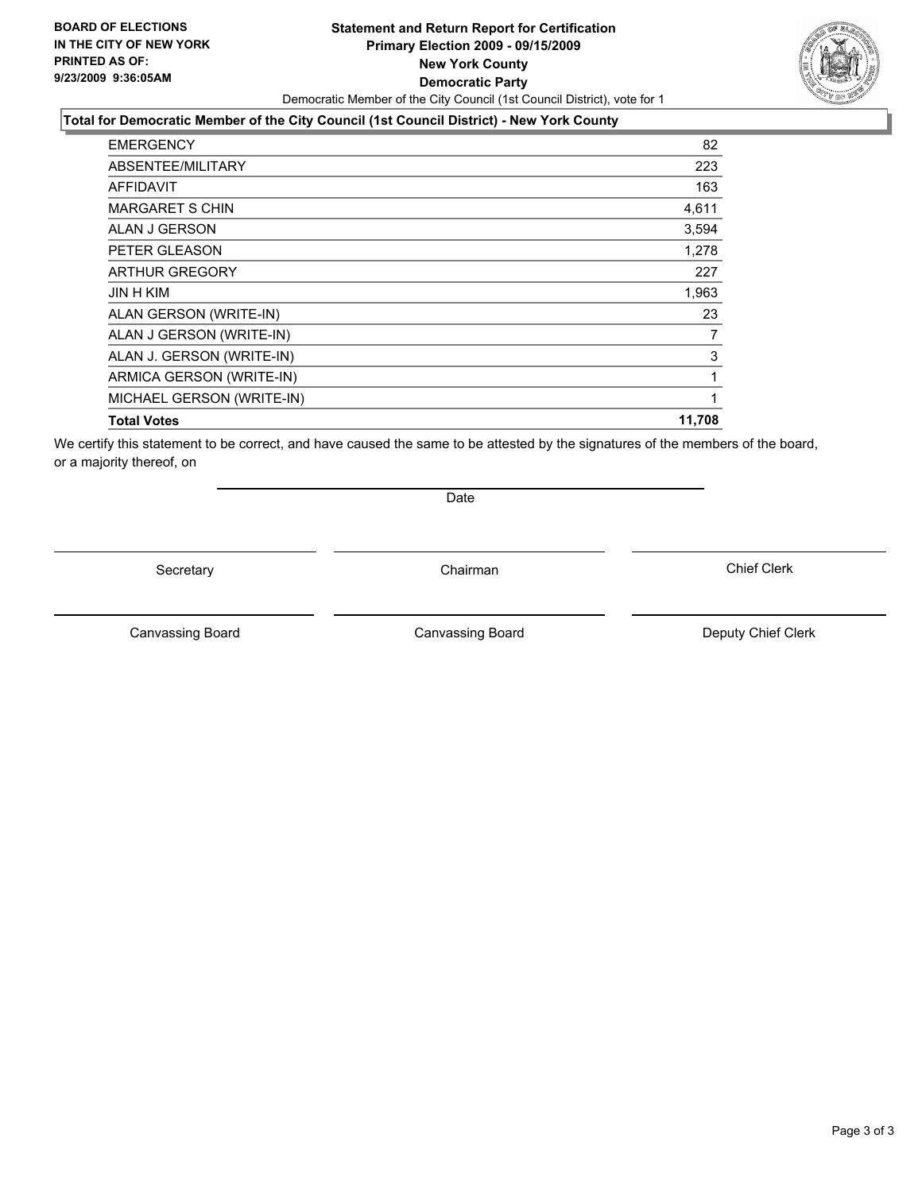**BOARD OF ELECTIONS**
**IN THE CITY OF NEW YORK**
**PRINTED AS OF:**
**9/23/2009 9:36:05AM**

# Statement and Return Report for Certification
## Primary Election 2009 - 09/15/2009
## New York County
## Democratic Party

Democratic Member of the City Council (1st Council District), vote for 1

### Total for Democratic Member of the City Council (1st Council District) - New York County

| | |
|---|---|
| EMERGENCY | 82 |
| ABSENTEE/MILITARY | 223 |
| AFFIDAVIT | 163 |
| MARGARET S CHIN | 4,611 |
| ALAN J GERSON | 3,594 |
| PETER GLEASON | 1,278 |
| ARTHUR GREGORY | 227 |
| JIN H KIM | 1,963 |
| ALAN GERSON (WRITE-IN) | 23 |
| ALAN J GERSON (WRITE-IN) | 7 |
| ALAN J. GERSON (WRITE-IN) | 3 |
| ARMICA GERSON (WRITE-IN) | 1 |
| MICHAEL GERSON (WRITE-IN) | 1 |
| **Total Votes** | **11,708** |

We certify this statement to be correct, and have caused the same to be attested by the signatures of the members of the board, or a majority thereof, on

Date

Secretary

Chairman

Chief Clerk

Canvassing Board

Canvassing Board

Deputy Chief Clerk